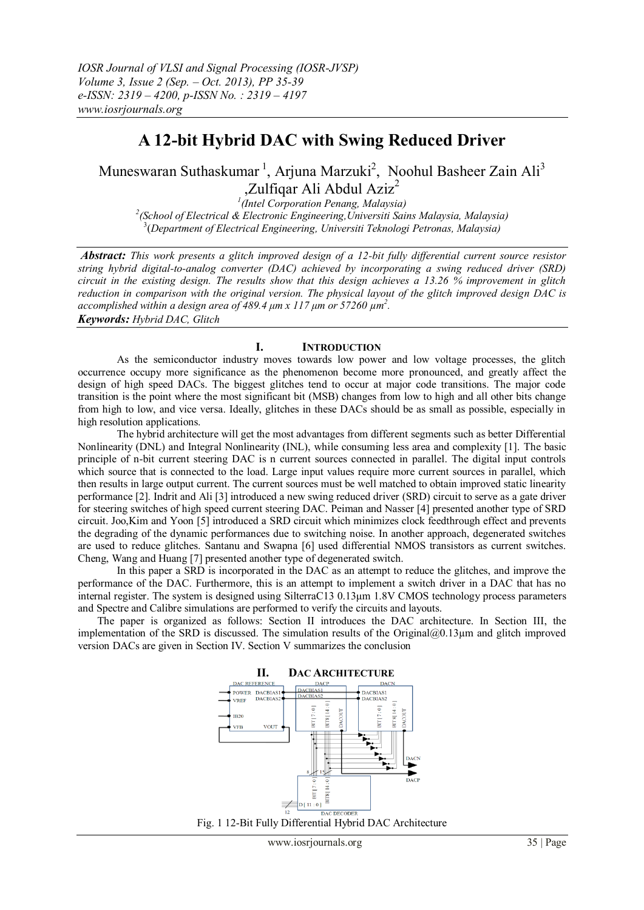# A 12-bit Hybrid DAC with Swing Reduced Driver

Muneswaran Suthaskumar [1], Arjuna Marzuki[2], Noohul Basheer Zain Ali[3], Zulfiqar Ali Abdul Aziz[2]

[1](Intel Corporation Penang, Malaysia)
[2](School of Electrical & Electronic Engineering,Universiti Sains Malaysia, Malaysia)
[3](Department of Electrical Engineering, Universiti Teknologi Petronas, Malaysia)

***Abstract:*** *This work presents a glitch improved design of a 12-bit fully differential current source resistor string hybrid digital-to-analog converter (DAC) achieved by incorporating a swing reduced driver (SRD) circuit in the existing design. The results show that this design achieves a 13.26 % improvement in glitch reduction in comparison with the original version. The physical layout of the glitch improved design DAC is accomplished within a design area of 489.4 μm x 117 μm or 57260 μm$^2$.*

***Keywords:*** *Hybrid DAC, Glitch*

## I. INTRODUCTION

As the semiconductor industry moves towards low power and low voltage processes, the glitch occurrence occupy more significance as the phenomenon become more pronounced, and greatly affect the design of high speed DACs. The biggest glitches tend to occur at major code transitions. The major code transition is the point where the most significant bit (MSB) changes from low to high and all other bits change from high to low, and vice versa. Ideally, glitches in these DACs should be as small as possible, especially in high resolution applications.

The hybrid architecture will get the most advantages from different segments such as better Differential Nonlinearity (DNL) and Integral Nonlinearity (INL), while consuming less area and complexity [1]. The basic principle of n-bit current steering DAC is n current sources connected in parallel. The digital input controls which source that is connected to the load. Large input values require more current sources in parallel, which then results in large output current. The current sources must be well matched to obtain improved static linearity performance [2]. Indrit and Ali [3] introduced a new swing reduced driver (SRD) circuit to serve as a gate driver for steering switches of high speed current steering DAC. Peiman and Nasser [4] presented another type of SRD circuit. Joo,Kim and Yoon [5] introduced a SRD circuit which minimizes clock feedthrough effect and prevents the degrading of the dynamic performances due to switching noise. In another approach, degenerated switches are used to reduce glitches. Santanu and Swapna [6] used differential NMOS transistors as current switches. Cheng, Wang and Huang [7] presented another type of degenerated switch.

In this paper a SRD is incorporated in the DAC as an attempt to reduce the glitches, and improve the performance of the DAC. Furthermore, this is an attempt to implement a switch driver in a DAC that has no internal register. The system is designed using SilterraC13 0.13μm 1.8V CMOS technology process parameters and Spectre and Calibre simulations are performed to verify the circuits and layouts.

The paper is organized as follows: Section II introduces the DAC architecture. In Section III, the implementation of the SRD is discussed. The simulation results of the Original@0.13μm and glitch improved version DACs are given in Section IV. Section V summarizes the conclusion

## II. DAC ARCHITECTURE

Fig. 1 12-Bit Fully Differential Hybrid DAC Architecture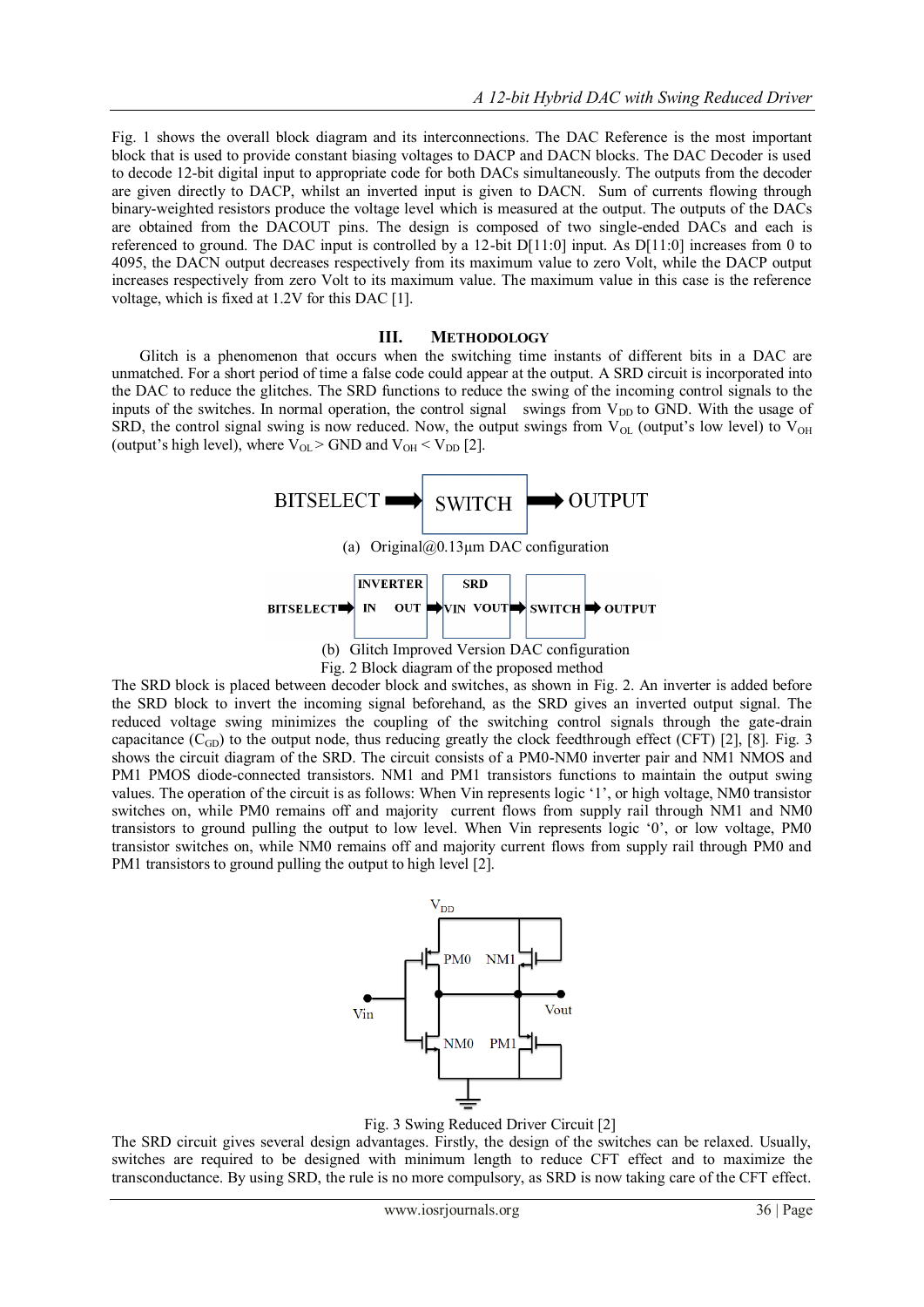Fig. 1 shows the overall block diagram and its interconnections. The DAC Reference is the most important block that is used to provide constant biasing voltages to DACP and DACN blocks. The DAC Decoder is used to decode 12-bit digital input to appropriate code for both DACs simultaneously. The outputs from the decoder are given directly to DACP, whilst an inverted input is given to DACN. Sum of currents flowing through binary-weighted resistors produce the voltage level which is measured at the output. The outputs of the DACs are obtained from the DACOUT pins. The design is composed of two single-ended DACs and each is referenced to ground. The DAC input is controlled by a 12-bit D[11:0] input. As D[11:0] increases from 0 to 4095, the DACN output decreases respectively from its maximum value to zero Volt, while the DACP output increases respectively from zero Volt to its maximum value. The maximum value in this case is the reference voltage, which is fixed at 1.2V for this DAC [1].

## III. Methodology

Glitch is a phenomenon that occurs when the switching time instants of different bits in a DAC are unmatched. For a short period of time a false code could appear at the output. A SRD circuit is incorporated into the DAC to reduce the glitches. The SRD functions to reduce the swing of the incoming control signals to the inputs of the switches. In normal operation, the control signal swings from $V_{DD}$ to GND. With the usage of SRD, the control signal swing is now reduced. Now, the output swings from $V_{OL}$ (output's low level) to $V_{OH}$ (output's high level), where $V_{OL}$ > GND and $V_{OH} < V_{DD}$ [2].

BITSELECT → SWITCH → OUTPUT

(a) Original@0.13µm DAC configuration

BITSELECT → INVERTER (IN OUT) → SRD (VIN VOUT) → SWITCH → OUTPUT

(b) Glitch Improved Version DAC configuration

Fig. 2 Block diagram of the proposed method

The SRD block is placed between decoder block and switches, as shown in Fig. 2. An inverter is added before the SRD block to invert the incoming signal beforehand, as the SRD gives an inverted output signal. The reduced voltage swing minimizes the coupling of the switching control signals through the gate-drain capacitance ($C_{GD}$) to the output node, thus reducing greatly the clock feedthrough effect (CFT) [2], [8]. Fig. 3 shows the circuit diagram of the SRD. The circuit consists of a PM0-NM0 inverter pair and NM1 NMOS and PM1 PMOS diode-connected transistors. NM1 and PM1 transistors functions to maintain the output swing values. The operation of the circuit is as follows: When Vin represents logic '1', or high voltage, NM0 transistor switches on, while PM0 remains off and majority current flows from supply rail through NM1 and NM0 transistors to ground pulling the output to low level. When Vin represents logic '0', or low voltage, PM0 transistor switches on, while NM0 remains off and majority current flows from supply rail through PM0 and PM1 transistors to ground pulling the output to high level [2].

Fig. 3 Swing Reduced Driver Circuit [2]

The SRD circuit gives several design advantages. Firstly, the design of the switches can be relaxed. Usually, switches are required to be designed with minimum length to reduce CFT effect and to maximize the transconductance. By using SRD, the rule is no more compulsory, as SRD is now taking care of the CFT effect.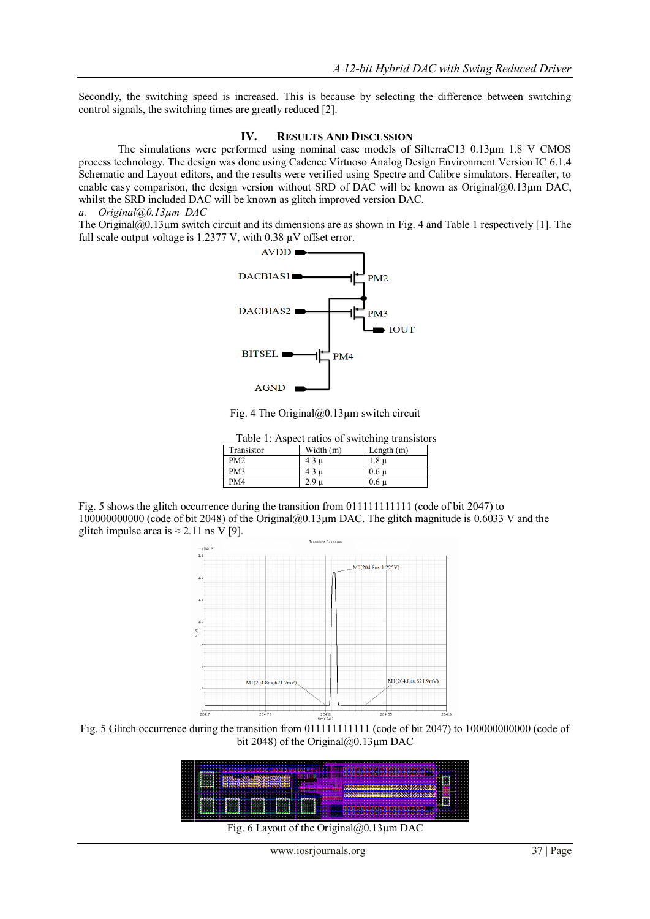Secondly, the switching speed is increased. This is because by selecting the difference between switching control signals, the switching times are greatly reduced [2].

## IV. Results And Discussion

The simulations were performed using nominal case models of SilterraC13 0.13µm 1.8 V CMOS process technology. The design was done using Cadence Virtuoso Analog Design Environment Version IC 6.1.4 Schematic and Layout editors, and the results were verified using Spectre and Calibre simulators. Hereafter, to enable easy comparison, the design version without SRD of DAC will be known as Original@0.13µm DAC, whilst the SRD included DAC will be known as glitch improved version DAC.

*a. Original@0.13µm DAC*

The Original@0.13µm switch circuit and its dimensions are as shown in Fig. 4 and Table 1 respectively [1]. The full scale output voltage is 1.2377 V, with 0.38 µV offset error.

Fig. 4 The Original@0.13µm switch circuit

Table 1: Aspect ratios of switching transistors

| Transistor | Width (m) | Length (m) |
|---|---|---|
| PM2 | 4.3 µ | 1.8 µ |
| PM3 | 4.3 µ | 0.6 µ |
| PM4 | 2.9 µ | 0.6 µ |

Fig. 5 shows the glitch occurrence during the transition from 011111111111 (code of bit 2047) to 100000000000 (code of bit 2048) of the Original@0.13µm DAC. The glitch magnitude is 0.6033 V and the glitch impulse area is ≈ 2.11 ns V [9].

Fig. 5 Glitch occurrence during the transition from 011111111111 (code of bit 2047) to 100000000000 (code of bit 2048) of the Original@0.13µm DAC

Fig. 6 Layout of the Original@0.13µm DAC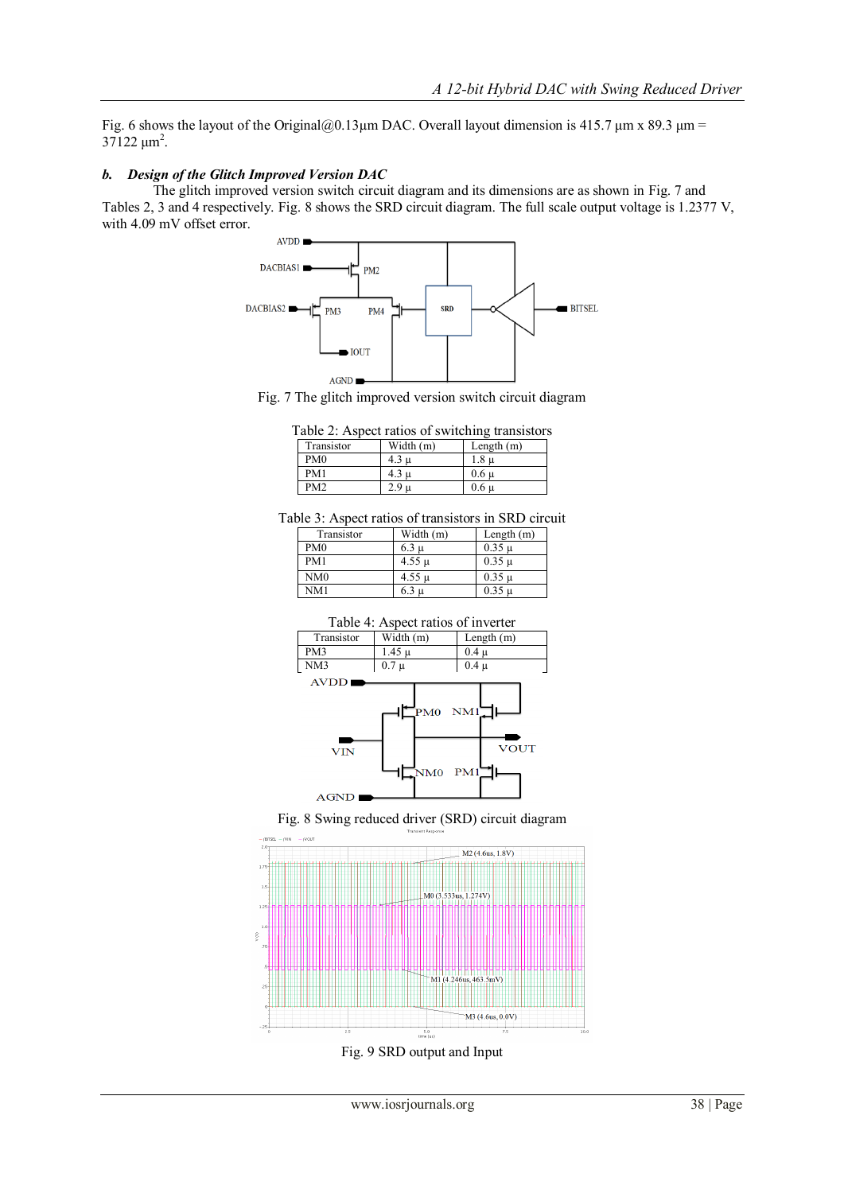Fig. 6 shows the layout of the Original@0.13µm DAC. Overall layout dimension is 415.7 µm x 89.3 µm = 37122 µm$^2$.

### *b. Design of the Glitch Improved Version DAC*

The glitch improved version switch circuit diagram and its dimensions are as shown in Fig. 7 and Tables 2, 3 and 4 respectively. Fig. 8 shows the SRD circuit diagram. The full scale output voltage is 1.2377 V, with 4.09 mV offset error.

Fig. 7 The glitch improved version switch circuit diagram

Table 2: Aspect ratios of switching transistors

| Transistor | Width (m) | Length (m) |
|---|---|---|
| PM0 | 4.3 µ | 1.8 µ |
| PM1 | 4.3 µ | 0.6 µ |
| PM2 | 2.9 µ | 0.6 µ |

Table 3: Aspect ratios of transistors in SRD circuit

| Transistor | Width (m) | Length (m) |
|---|---|---|
| PM0 | 6.3 µ | 0.35 µ |
| PM1 | 4.55 µ | 0.35 µ |
| NM0 | 4.55 µ | 0.35 µ |
| NM1 | 6.3 µ | 0.35 µ |

Table 4: Aspect ratios of inverter

| Transistor | Width (m) | Length (m) |
|---|---|---|
| PM3 | 1.45 µ | 0.4 µ |
| NM3 | 0.7 µ | 0.4 µ |

Fig. 8 Swing reduced driver (SRD) circuit diagram

Fig. 9 SRD output and Input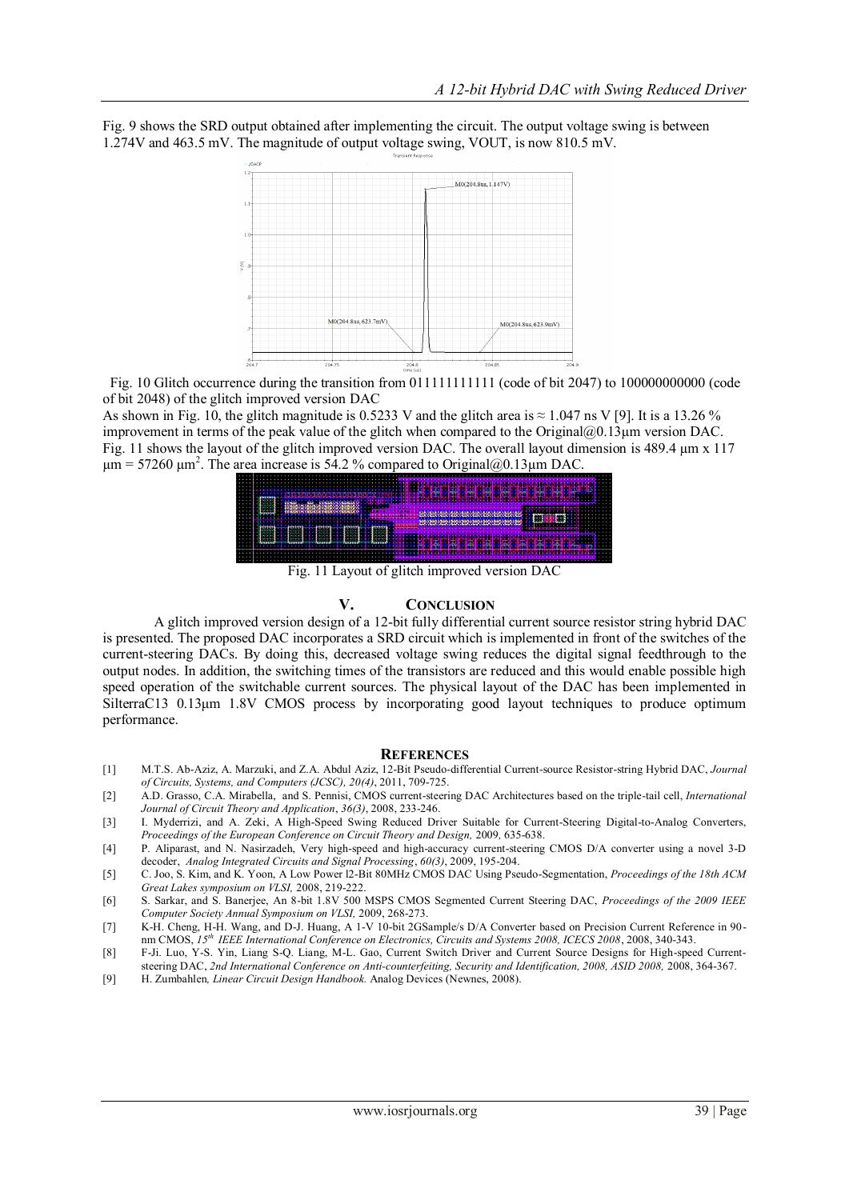Fig. 9 shows the SRD output obtained after implementing the circuit. The output voltage swing is between 1.274V and 463.5 mV. The magnitude of output voltage swing, VOUT, is now 810.5 mV.

Transient Response

/DACP

M0(204.8us,1.147V)

M0(204.8us,623.7mV)

M0(204.8us,623.9mV)

V (V)

time (us)

Fig. 10 Glitch occurrence during the transition from 011111111111 (code of bit 2047) to 100000000000 (code of bit 2048) of the glitch improved version DAC

As shown in Fig. 10, the glitch magnitude is 0.5233 V and the glitch area is ≈ 1.047 ns V [9]. It is a 13.26 % improvement in terms of the peak value of the glitch when compared to the Original@0.13µm version DAC. Fig. 11 shows the layout of the glitch improved version DAC. The overall layout dimension is 489.4 µm x 117 µm = 57260 µm$^2$. The area increase is 54.2 % compared to Original@0.13µm DAC.

Fig. 11 Layout of glitch improved version DAC

## V. Conclusion

A glitch improved version design of a 12-bit fully differential current source resistor string hybrid DAC is presented. The proposed DAC incorporates a SRD circuit which is implemented in front of the switches of the current-steering DACs. By doing this, decreased voltage swing reduces the digital signal feedthrough to the output nodes. In addition, the switching times of the transistors are reduced and this would enable possible high speed operation of the switchable current sources. The physical layout of the DAC has been implemented in SilterraC13 0.13µm 1.8V CMOS process by incorporating good layout techniques to produce optimum performance.

## References

[1] M.T.S. Ab-Aziz, A. Marzuki, and Z.A. Abdul Aziz, 12-Bit Pseudo-differential Current-source Resistor-string Hybrid DAC, *Journal of Circuits, Systems, and Computers (JCSC), 20(4)*, 2011, 709-725.

[2] A.D. Grasso, C.A. Mirabella, and S. Pennisi, CMOS current-steering DAC Architectures based on the triple-tail cell, *International Journal of Circuit Theory and Application*, *36(3)*, 2008, 233-246.

[3] I. Myderrizi, and A. Zeki, A High-Speed Swing Reduced Driver Suitable for Current-Steering Digital-to-Analog Converters, *Proceedings of the European Conference on Circuit Theory and Design,* 2009*,* 635-638.

[4] P. Aliparast, and N. Nasirzadeh, Very high-speed and high-accuracy current-steering CMOS D/A converter using a novel 3-D decoder, *Analog Integrated Circuits and Signal Processing*, *60(3)*, 2009, 195-204.

[5] C. Joo, S. Kim, and K. Yoon, A Low Power l2-Bit 80MHz CMOS DAC Using Pseudo-Segmentation, *Proceedings of the 18th ACM Great Lakes symposium on VLSI,* 2008, 219-222.

[6] S. Sarkar, and S. Banerjee, An 8-bit 1.8V 500 MSPS CMOS Segmented Current Steering DAC, *Proceedings of the 2009 IEEE Computer Society Annual Symposium on VLSI,* 2009, 268-273.

[7] K-H. Cheng, H-H. Wang, and D-J. Huang, A 1-V 10-bit 2GSample/s D/A Converter based on Precision Current Reference in 90-nm CMOS, *15th IEEE International Conference on Electronics, Circuits and Systems 2008, ICECS 2008*, 2008, 340-343.

[8] F-Ji. Luo, Y-S. Yin, Liang S-Q. Liang, M-L. Gao, Current Switch Driver and Current Source Designs for High-speed Current-steering DAC, *2nd International Conference on Anti-counterfeiting, Security and Identification, 2008, ASID 2008,* 2008, 364-367.

[9] H. Zumbahlen*, Linear Circuit Design Handbook.* Analog Devices (Newnes, 2008).